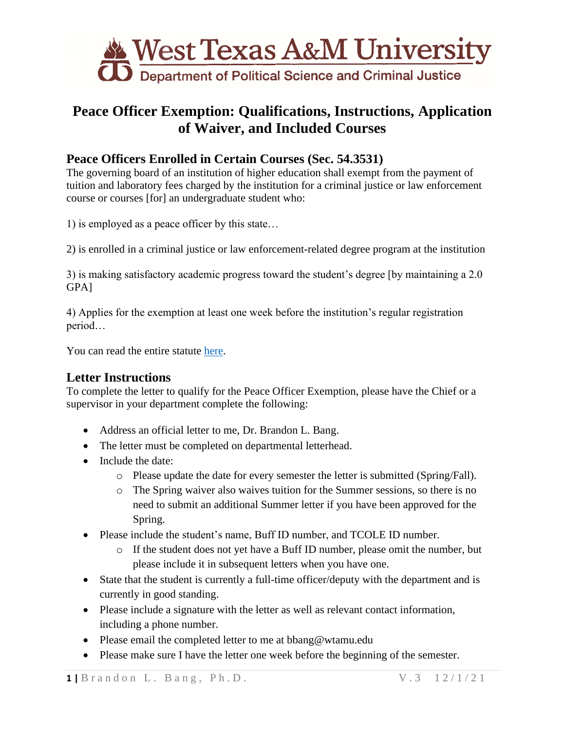West Texas A&M University
Department of Political Science and Criminal Justice

# Peace Officer Exemption: Qualifications, Instructions, Application of Waiver, and Included Courses

## Peace Officers Enrolled in Certain Courses (Sec. 54.3531)

The governing board of an institution of higher education shall exempt from the payment of tuition and laboratory fees charged by the institution for a criminal justice or law enforcement course or courses [for] an undergraduate student who:

1) is employed as a peace officer by this state…

2) is enrolled in a criminal justice or law enforcement-related degree program at the institution

3) is making satisfactory academic progress toward the student's degree [by maintaining a 2.0 GPA]

4) Applies for the exemption at least one week before the institution's regular registration period…

You can read the entire statute here.

## Letter Instructions

To complete the letter to qualify for the Peace Officer Exemption, please have the Chief or a supervisor in your department complete the following:

- Address an official letter to me, Dr. Brandon L. Bang.
- The letter must be completed on departmental letterhead.
- Include the date:
  - Please update the date for every semester the letter is submitted (Spring/Fall).
  - The Spring waiver also waives tuition for the Summer sessions, so there is no need to submit an additional Summer letter if you have been approved for the Spring.
- Please include the student's name, Buff ID number, and TCOLE ID number.
  - If the student does not yet have a Buff ID number, please omit the number, but please include it in subsequent letters when you have one.
- State that the student is currently a full-time officer/deputy with the department and is currently in good standing.
- Please include a signature with the letter as well as relevant contact information, including a phone number.
- Please email the completed letter to me at bbang@wtamu.edu
- Please make sure I have the letter one week before the beginning of the semester.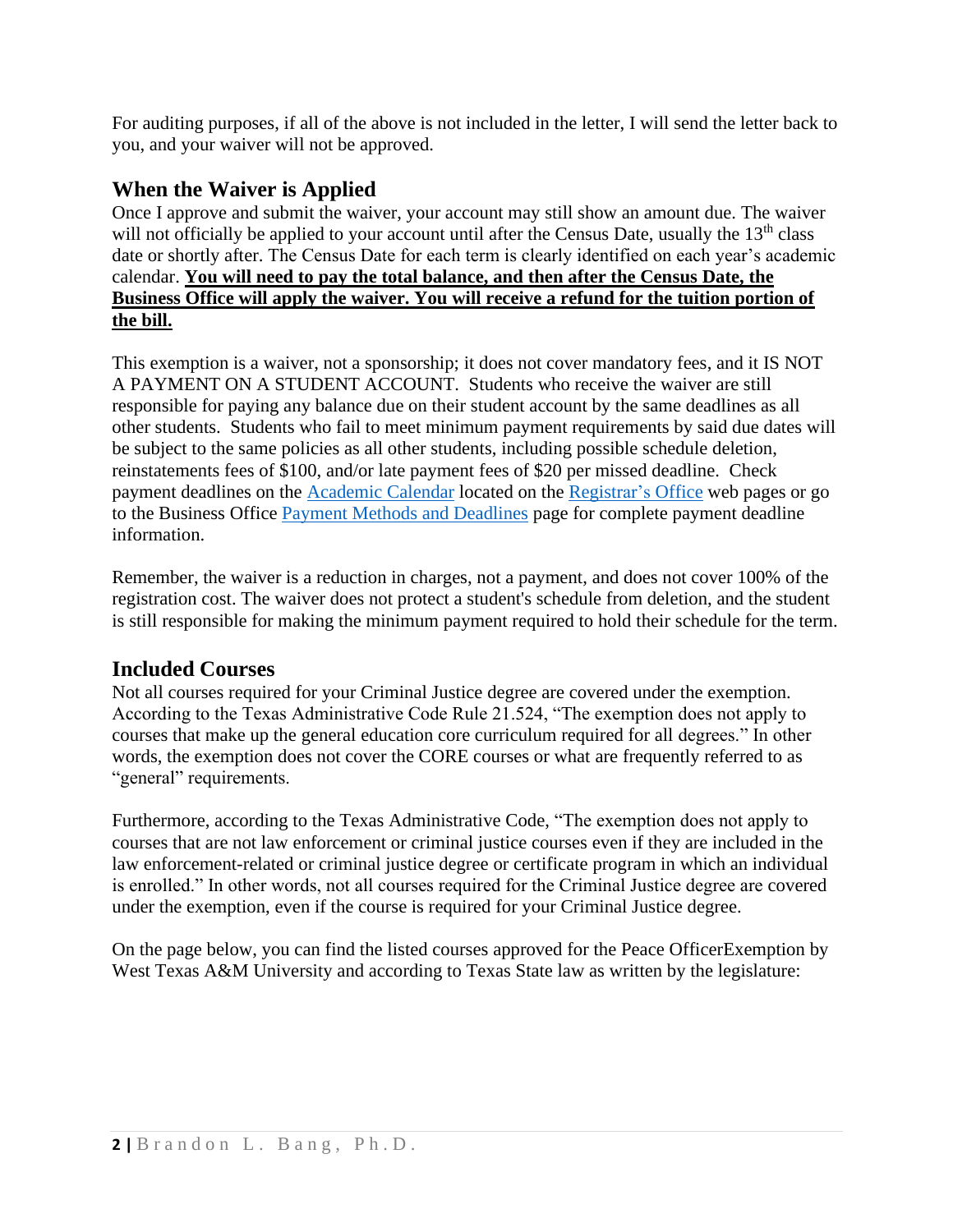For auditing purposes, if all of the above is not included in the letter, I will send the letter back to you, and your waiver will not be approved.

## When the Waiver is Applied

Once I approve and submit the waiver, your account may still show an amount due. The waiver will not officially be applied to your account until after the Census Date, usually the 13th class date or shortly after. The Census Date for each term is clearly identified on each year's academic calendar. **You will need to pay the total balance, and then after the Census Date, the Business Office will apply the waiver. You will receive a refund for the tuition portion of the bill.**

This exemption is a waiver, not a sponsorship; it does not cover mandatory fees, and it IS NOT A PAYMENT ON A STUDENT ACCOUNT. Students who receive the waiver are still responsible for paying any balance due on their student account by the same deadlines as all other students. Students who fail to meet minimum payment requirements by said due dates will be subject to the same policies as all other students, including possible schedule deletion, reinstatements fees of $100, and/or late payment fees of $20 per missed deadline. Check payment deadlines on the Academic Calendar located on the Registrar's Office web pages or go to the Business Office Payment Methods and Deadlines page for complete payment deadline information.

Remember, the waiver is a reduction in charges, not a payment, and does not cover 100% of the registration cost. The waiver does not protect a student's schedule from deletion, and the student is still responsible for making the minimum payment required to hold their schedule for the term.

## Included Courses

Not all courses required for your Criminal Justice degree are covered under the exemption. According to the Texas Administrative Code Rule 21.524, "The exemption does not apply to courses that make up the general education core curriculum required for all degrees." In other words, the exemption does not cover the CORE courses or what are frequently referred to as "general" requirements.

Furthermore, according to the Texas Administrative Code, "The exemption does not apply to courses that are not law enforcement or criminal justice courses even if they are included in the law enforcement-related or criminal justice degree or certificate program in which an individual is enrolled." In other words, not all courses required for the Criminal Justice degree are covered under the exemption, even if the course is required for your Criminal Justice degree.

On the page below, you can find the listed courses approved for the Peace OfficerExemption by West Texas A&M University and according to Texas State law as written by the legislature: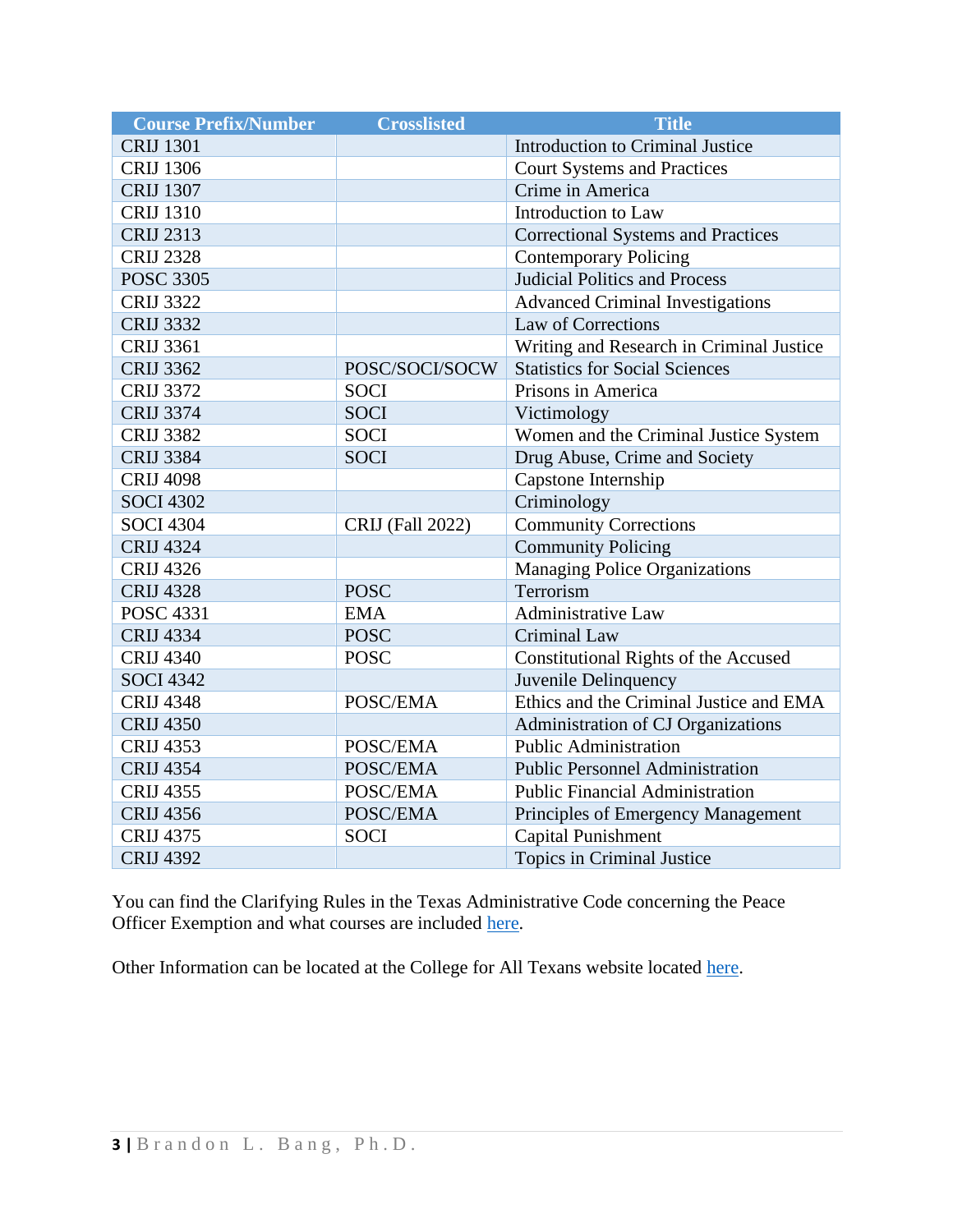| Course Prefix/Number | Crosslisted | Title |
|---|---|---|
| CRIJ 1301 | | Introduction to Criminal Justice |
| CRIJ 1306 | | Court Systems and Practices |
| CRIJ 1307 | | Crime in America |
| CRIJ 1310 | | Introduction to Law |
| CRIJ 2313 | | Correctional Systems and Practices |
| CRIJ 2328 | | Contemporary Policing |
| POSC 3305 | | Judicial Politics and Process |
| CRIJ 3322 | | Advanced Criminal Investigations |
| CRIJ 3332 | | Law of Corrections |
| CRIJ 3361 | | Writing and Research in Criminal Justice |
| CRIJ 3362 | POSC/SOCI/SOCW | Statistics for Social Sciences |
| CRIJ 3372 | SOCI | Prisons in America |
| CRIJ 3374 | SOCI | Victimology |
| CRIJ 3382 | SOCI | Women and the Criminal Justice System |
| CRIJ 3384 | SOCI | Drug Abuse, Crime and Society |
| CRIJ 4098 | | Capstone Internship |
| SOCI 4302 | | Criminology |
| SOCI 4304 | CRIJ (Fall 2022) | Community Corrections |
| CRIJ 4324 | | Community Policing |
| CRIJ 4326 | | Managing Police Organizations |
| CRIJ 4328 | POSC | Terrorism |
| POSC 4331 | EMA | Administrative Law |
| CRIJ 4334 | POSC | Criminal Law |
| CRIJ 4340 | POSC | Constitutional Rights of the Accused |
| SOCI 4342 | | Juvenile Delinquency |
| CRIJ 4348 | POSC/EMA | Ethics and the Criminal Justice and EMA |
| CRIJ 4350 | | Administration of CJ Organizations |
| CRIJ 4353 | POSC/EMA | Public Administration |
| CRIJ 4354 | POSC/EMA | Public Personnel Administration |
| CRIJ 4355 | POSC/EMA | Public Financial Administration |
| CRIJ 4356 | POSC/EMA | Principles of Emergency Management |
| CRIJ 4375 | SOCI | Capital Punishment |
| CRIJ 4392 | | Topics in Criminal Justice |

You can find the Clarifying Rules in the Texas Administrative Code concerning the Peace Officer Exemption and what courses are included here.

Other Information can be located at the College for All Texans website located here.